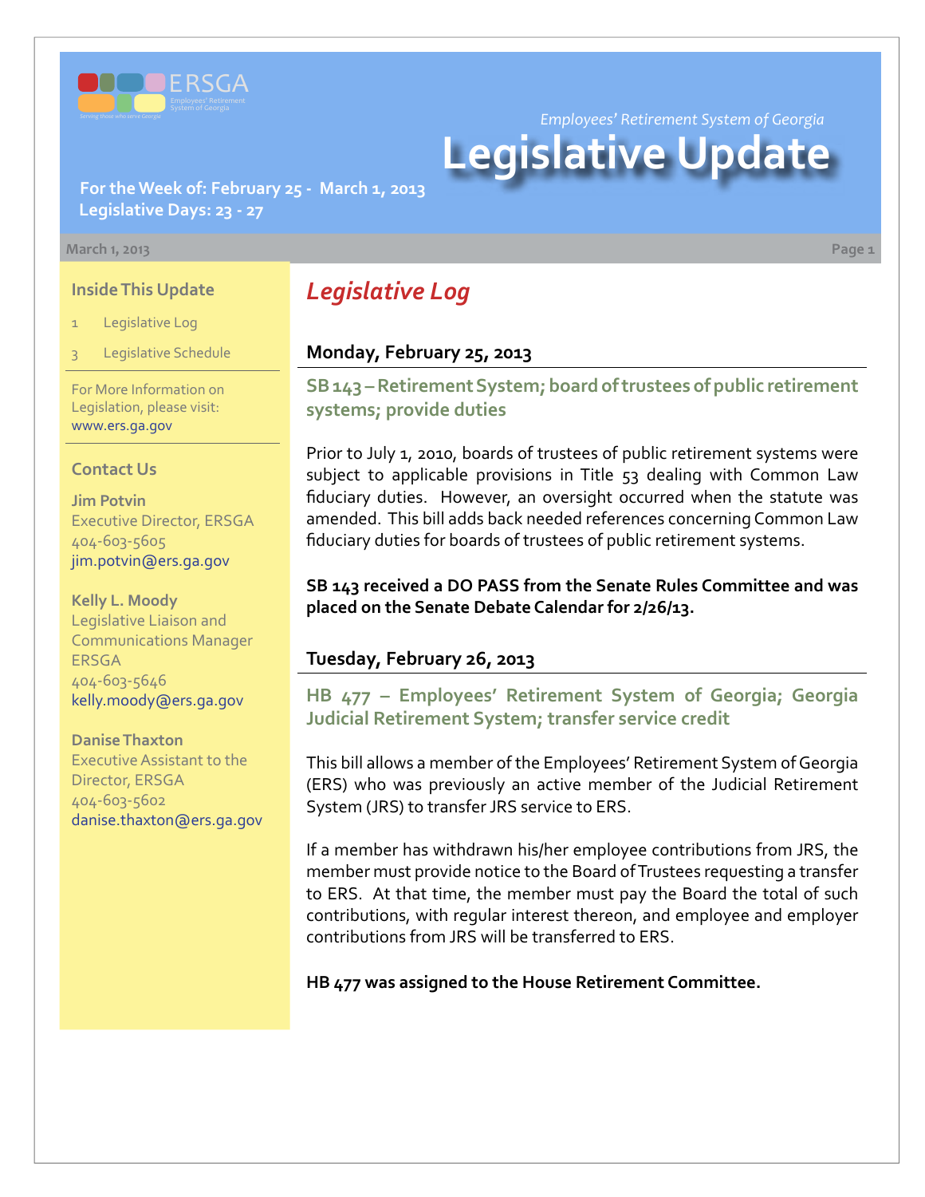*Employees' Retirement System of Georgia*

# Legislative Update

**For the Week of: February 25 - March 1, 2013**
**Legislative Days: 23 - 27**

March 1, 2013

## Inside This Update

1 Legislative Log

3 Legislative Schedule

For More Information on Legislation, please visit: www.ers.ga.gov

## Contact Us

**Jim Potvin**
Executive Director, ERSGA
404-603-5605
jim.potvin@ers.ga.gov

**Kelly L. Moody**
Legislative Liaison and Communications Manager
ERSGA
404-603-5646
kelly.moody@ers.ga.gov

**Danise Thaxton**
Executive Assistant to the Director, ERSGA
404-603-5602
danise.thaxton@ers.ga.gov

## *Legislative Log*

### Monday, February 25, 2013

#### SB 143 – Retirement System; board of trustees of public retirement systems; provide duties

Prior to July 1, 2010, boards of trustees of public retirement systems were subject to applicable provisions in Title 53 dealing with Common Law fiduciary duties. However, an oversight occurred when the statute was amended. This bill adds back needed references concerning Common Law fiduciary duties for boards of trustees of public retirement systems.

**SB 143 received a DO PASS from the Senate Rules Committee and was placed on the Senate Debate Calendar for 2/26/13.**

### Tuesday, February 26, 2013

#### HB 477 – Employees' Retirement System of Georgia; Georgia Judicial Retirement System; transfer service credit

This bill allows a member of the Employees' Retirement System of Georgia (ERS) who was previously an active member of the Judicial Retirement System (JRS) to transfer JRS service to ERS.

If a member has withdrawn his/her employee contributions from JRS, the member must provide notice to the Board of Trustees requesting a transfer to ERS. At that time, the member must pay the Board the total of such contributions, with regular interest thereon, and employee and employer contributions from JRS will be transferred to ERS.

**HB 477 was assigned to the House Retirement Committee.**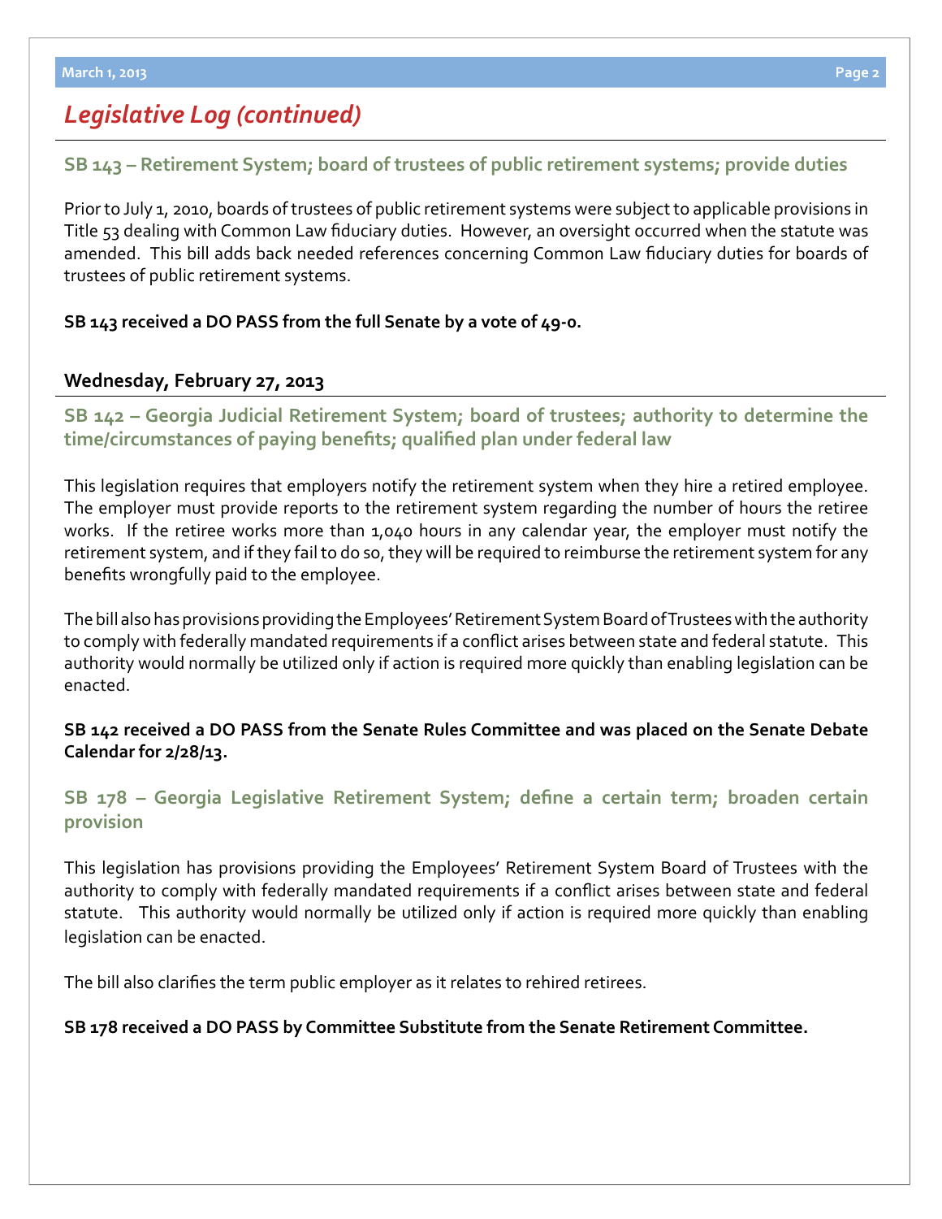## *Legislative Log (continued)*

### SB 143 – Retirement System; board of trustees of public retirement systems; provide duties

Prior to July 1, 2010, boards of trustees of public retirement systems were subject to applicable provisions in Title 53 dealing with Common Law fiduciary duties. However, an oversight occurred when the statute was amended. This bill adds back needed references concerning Common Law fiduciary duties for boards of trustees of public retirement systems.

**SB 143 received a DO PASS from the full Senate by a vote of 49-0.**

**Wednesday, February 27, 2013**

### SB 142 – Georgia Judicial Retirement System; board of trustees; authority to determine the time/circumstances of paying benefits; qualified plan under federal law

This legislation requires that employers notify the retirement system when they hire a retired employee. The employer must provide reports to the retirement system regarding the number of hours the retiree works. If the retiree works more than 1,040 hours in any calendar year, the employer must notify the retirement system, and if they fail to do so, they will be required to reimburse the retirement system for any benefits wrongfully paid to the employee.

The bill also has provisions providing the Employees' Retirement System Board of Trustees with the authority to comply with federally mandated requirements if a conflict arises between state and federal statute. This authority would normally be utilized only if action is required more quickly than enabling legislation can be enacted.

**SB 142 received a DO PASS from the Senate Rules Committee and was placed on the Senate Debate Calendar for 2/28/13.**

### SB 178 – Georgia Legislative Retirement System; define a certain term; broaden certain provision

This legislation has provisions providing the Employees' Retirement System Board of Trustees with the authority to comply with federally mandated requirements if a conflict arises between state and federal statute. This authority would normally be utilized only if action is required more quickly than enabling legislation can be enacted.

The bill also clarifies the term public employer as it relates to rehired retirees.

**SB 178 received a DO PASS by Committee Substitute from the Senate Retirement Committee.**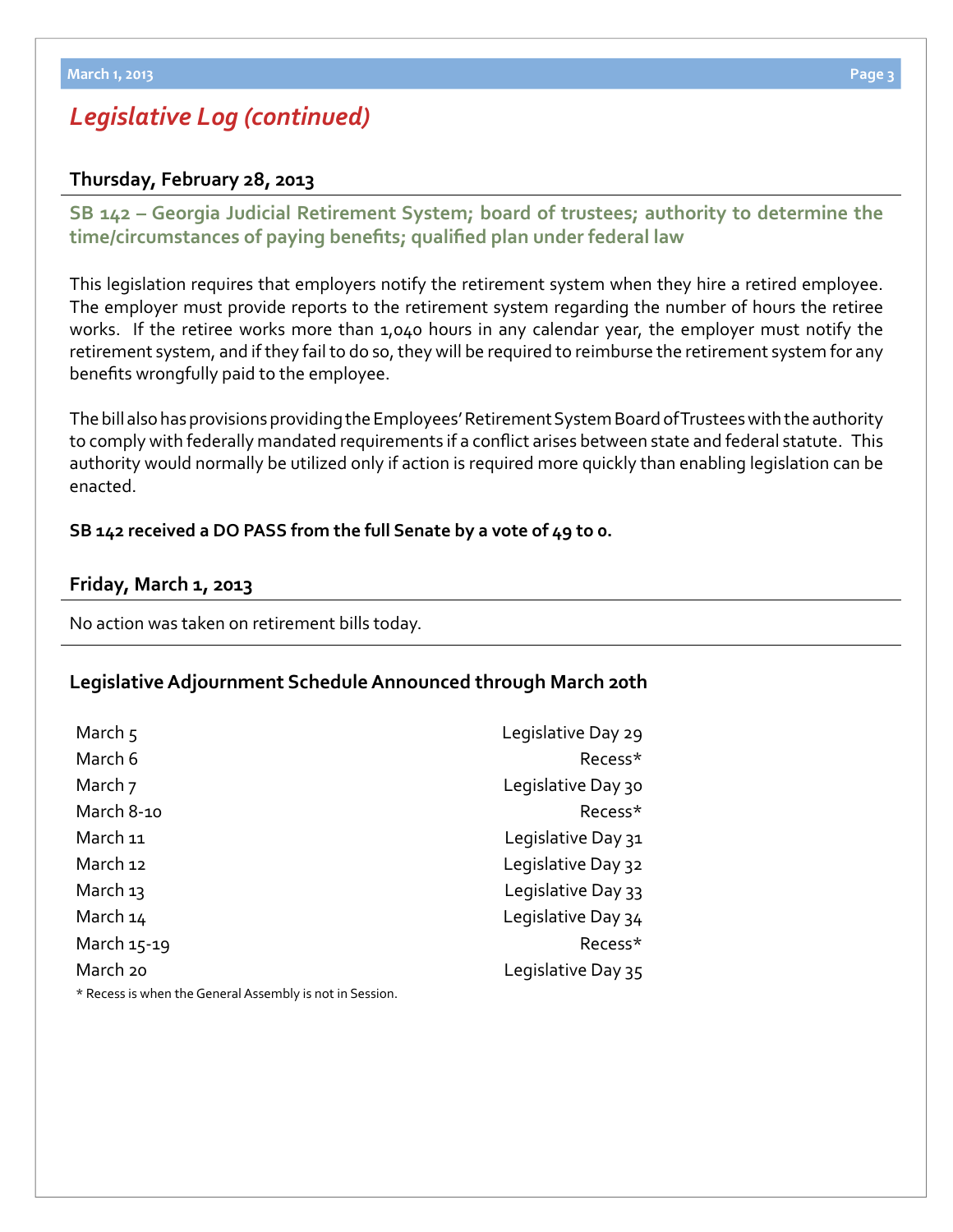## *Legislative Log (continued)*

### Thursday, February 28, 2013

### SB 142 – Georgia Judicial Retirement System; board of trustees; authority to determine the time/circumstances of paying benefits; qualified plan under federal law

This legislation requires that employers notify the retirement system when they hire a retired employee. The employer must provide reports to the retirement system regarding the number of hours the retiree works. If the retiree works more than 1,040 hours in any calendar year, the employer must notify the retirement system, and if they fail to do so, they will be required to reimburse the retirement system for any benefits wrongfully paid to the employee.

The bill also has provisions providing the Employees' Retirement System Board of Trustees with the authority to comply with federally mandated requirements if a conflict arises between state and federal statute. This authority would normally be utilized only if action is required more quickly than enabling legislation can be enacted.

**SB 142 received a DO PASS from the full Senate by a vote of 49 to 0.**

### Friday, March 1, 2013

No action was taken on retirement bills today.

### Legislative Adjournment Schedule Announced through March 20th

| | |
|---|---|
| March 5 | Legislative Day 29 |
| March 6 | Recess* |
| March 7 | Legislative Day 30 |
| March 8-10 | Recess* |
| March 11 | Legislative Day 31 |
| March 12 | Legislative Day 32 |
| March 13 | Legislative Day 33 |
| March 14 | Legislative Day 34 |
| March 15-19 | Recess* |
| March 20 | Legislative Day 35 |

* Recess is when the General Assembly is not in Session.